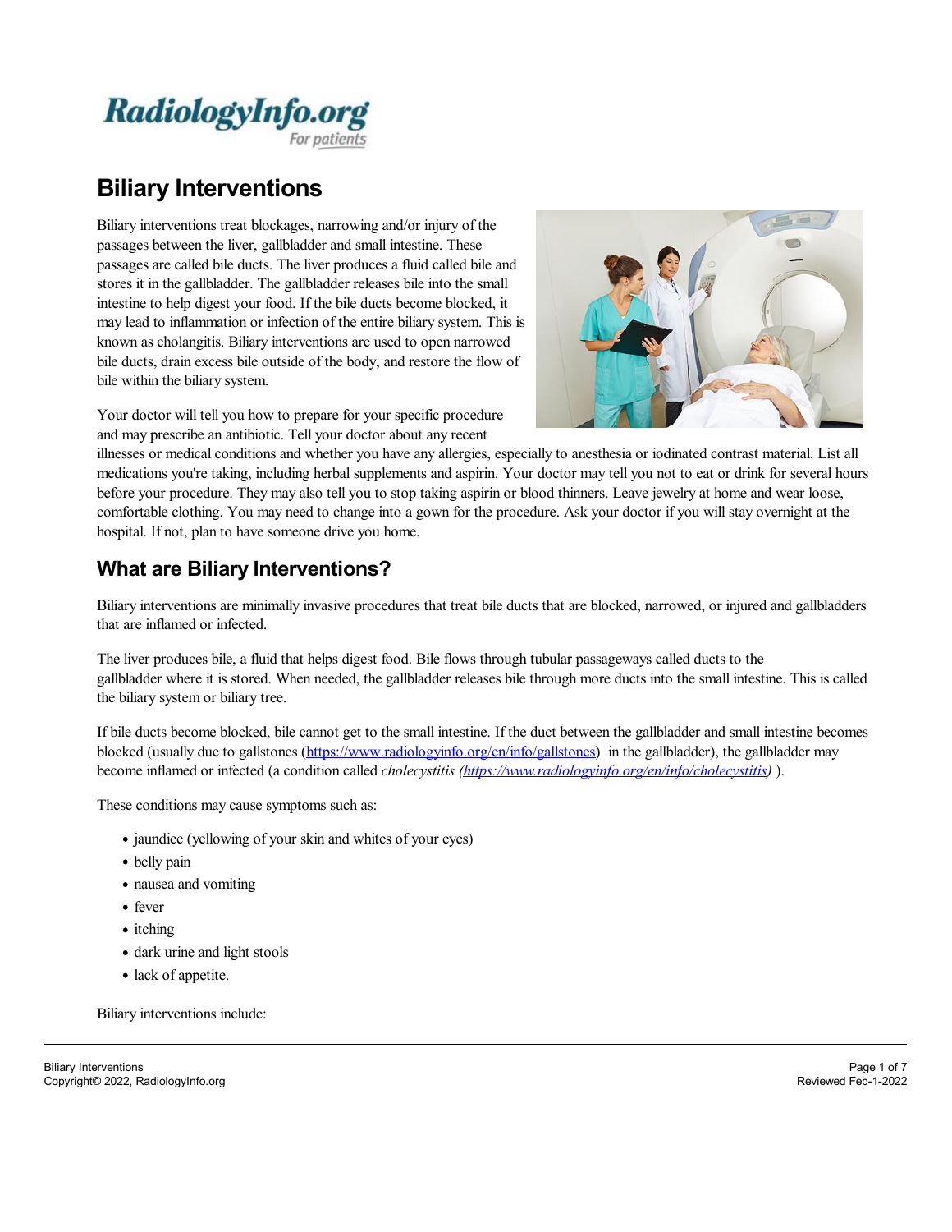# Biliary Interventions

Biliary interventions treat blockages, narrowing and/or injury of the passages between the liver, gallbladder and small intestine. These passages are called bile ducts. The liver produces a fluid called bile and stores it in the gallbladder. The gallbladder releases bile into the small intestine to help digest your food. If the bile ducts become blocked, it may lead to inflammation or infection of the entire biliary system. This is known as cholangitis. Biliary interventions are used to open narrowed bile ducts, drain excess bile outside of the body, and restore the flow of bile within the biliary system.

Your doctor will tell you how to prepare for your specific procedure and may prescribe an antibiotic. Tell your doctor about any recent illnesses or medical conditions and whether you have any allergies, especially to anesthesia or iodinated contrast material. List all medications you're taking, including herbal supplements and aspirin. Your doctor may tell you not to eat or drink for several hours before your procedure. They may also tell you to stop taking aspirin or blood thinners. Leave jewelry at home and wear loose, comfortable clothing. You may need to change into a gown for the procedure. Ask your doctor if you will stay overnight at the hospital. If not, plan to have someone drive you home.

## What are Biliary Interventions?

Biliary interventions are minimally invasive procedures that treat bile ducts that are blocked, narrowed, or injured and gallbladders that are inflamed or infected.

The liver produces bile, a fluid that helps digest food. Bile flows through tubular passageways called ducts to the gallbladder where it is stored. When needed, the gallbladder releases bile through more ducts into the small intestine. This is called the biliary system or biliary tree.

If bile ducts become blocked, bile cannot get to the small intestine. If the duct between the gallbladder and small intestine becomes blocked (usually due to gallstones (https://www.radiologyinfo.org/en/info/gallstones) in the gallbladder), the gallbladder may become inflamed or infected (a condition called *cholecystitis (https://www.radiologyinfo.org/en/info/cholecystitis)* ).

These conditions may cause symptoms such as:

- jaundice (yellowing of your skin and whites of your eyes)
- belly pain
- nausea and vomiting
- fever
- itching
- dark urine and light stools
- lack of appetite.

Biliary interventions include: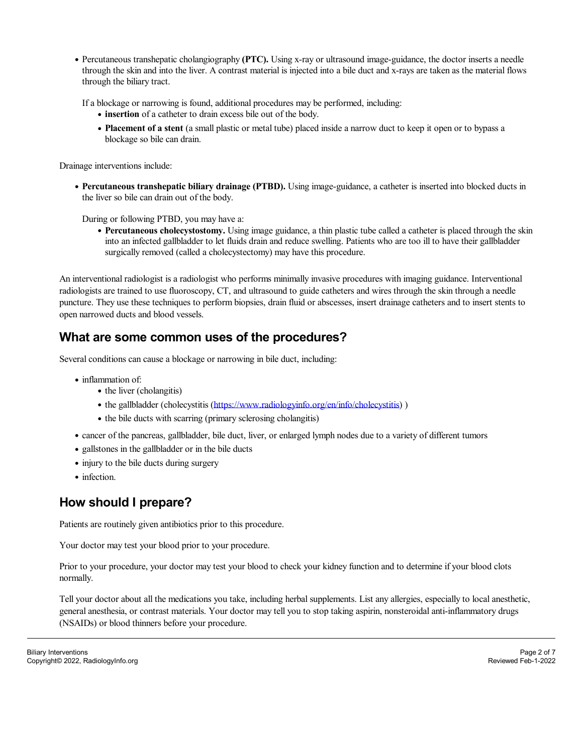- Percutaneous transhepatic cholangiography **(PTC).** Using x-ray or ultrasound image-guidance, the doctor inserts a needle through the skin and into the liver. A contrast material is injected into a bile duct and x-rays are taken as the material flows through the biliary tract.

  If a blockage or narrowing is found, additional procedures may be performed, including:
  - **insertion** of a catheter to drain excess bile out of the body.
  - **Placement of a stent** (a small plastic or metal tube) placed inside a narrow duct to keep it open or to bypass a blockage so bile can drain.

Drainage interventions include:

- **Percutaneous transhepatic biliary drainage (PTBD).** Using image-guidance, a catheter is inserted into blocked ducts in the liver so bile can drain out of the body.

  During or following PTBD, you may have a:
  - **Percutaneous cholecystostomy.** Using image guidance, a thin plastic tube called a catheter is placed through the skin into an infected gallbladder to let fluids drain and reduce swelling. Patients who are too ill to have their gallbladder surgically removed (called a cholecystectomy) may have this procedure.

An interventional radiologist is a radiologist who performs minimally invasive procedures with imaging guidance. Interventional radiologists are trained to use fluoroscopy, CT, and ultrasound to guide catheters and wires through the skin through a needle puncture. They use these techniques to perform biopsies, drain fluid or abscesses, insert drainage catheters and to insert stents to open narrowed ducts and blood vessels.

## What are some common uses of the procedures?

Several conditions can cause a blockage or narrowing in bile duct, including:

- inflammation of:
  - the liver (cholangitis)
  - the gallbladder (cholecystitis (https://www.radiologyinfo.org/en/info/cholecystitis) )
  - the bile ducts with scarring (primary sclerosing cholangitis)
- cancer of the pancreas, gallbladder, bile duct, liver, or enlarged lymph nodes due to a variety of different tumors
- gallstones in the gallbladder or in the bile ducts
- injury to the bile ducts during surgery
- infection.

## How should I prepare?

Patients are routinely given antibiotics prior to this procedure.

Your doctor may test your blood prior to your procedure.

Prior to your procedure, your doctor may test your blood to check your kidney function and to determine if your blood clots normally.

Tell your doctor about all the medications you take, including herbal supplements. List any allergies, especially to local anesthetic, general anesthesia, or contrast materials. Your doctor may tell you to stop taking aspirin, nonsteroidal anti-inflammatory drugs (NSAIDs) or blood thinners before your procedure.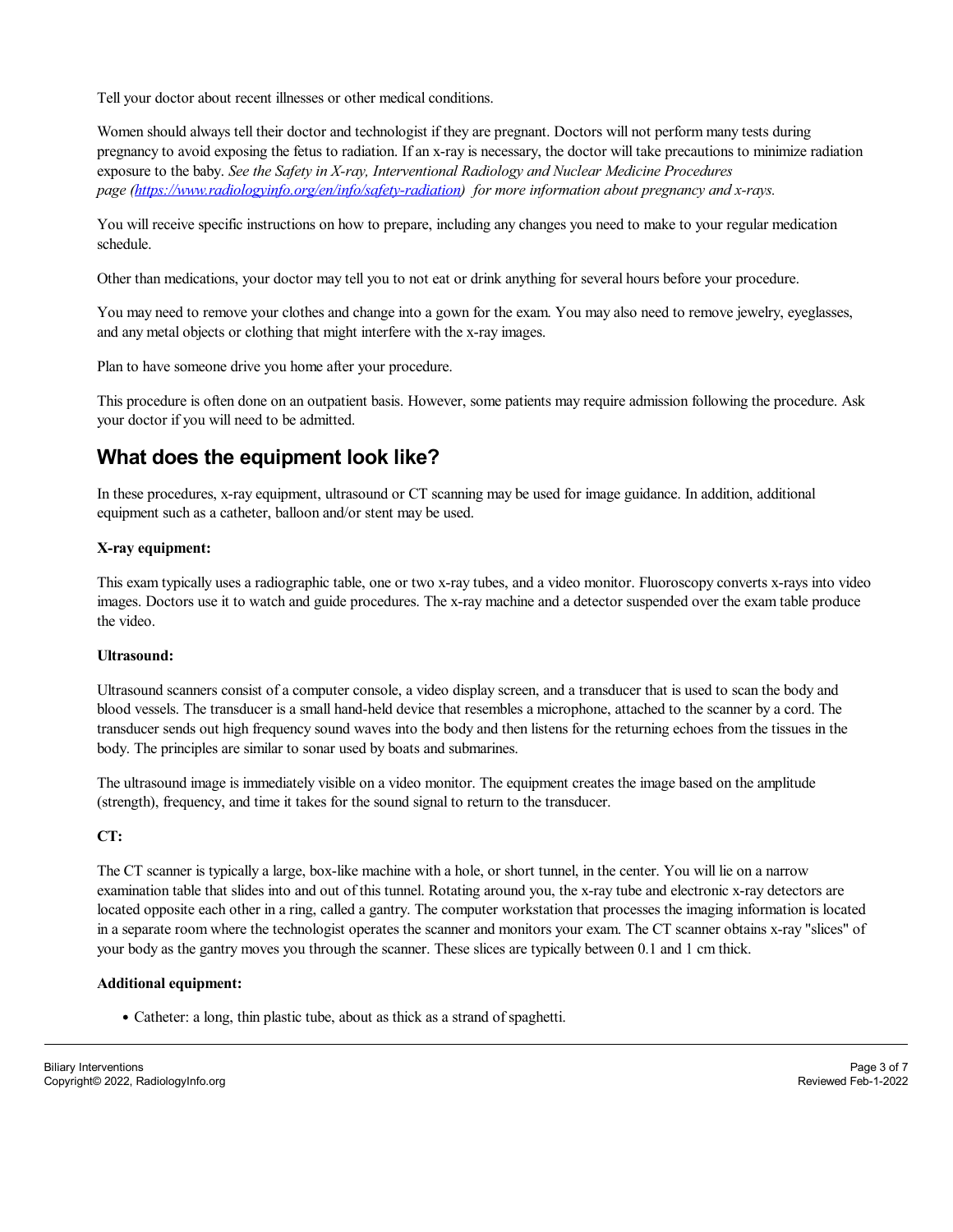Tell your doctor about recent illnesses or other medical conditions.

Women should always tell their doctor and technologist if they are pregnant. Doctors will not perform many tests during pregnancy to avoid exposing the fetus to radiation. If an x-ray is necessary, the doctor will take precautions to minimize radiation exposure to the baby. *See the Safety in X-ray, Interventional Radiology and Nuclear Medicine Procedures page ([https://www.radiologyinfo.org/en/info/safety-radiation](https://www.radiologyinfo.org/en/info/safety-radiation)) for more information about pregnancy and x-rays.*

You will receive specific instructions on how to prepare, including any changes you need to make to your regular medication schedule.

Other than medications, your doctor may tell you to not eat or drink anything for several hours before your procedure.

You may need to remove your clothes and change into a gown for the exam. You may also need to remove jewelry, eyeglasses, and any metal objects or clothing that might interfere with the x-ray images.

Plan to have someone drive you home after your procedure.

This procedure is often done on an outpatient basis. However, some patients may require admission following the procedure. Ask your doctor if you will need to be admitted.

## What does the equipment look like?

In these procedures, x-ray equipment, ultrasound or CT scanning may be used for image guidance. In addition, additional equipment such as a catheter, balloon and/or stent may be used.

**X-ray equipment:**

This exam typically uses a radiographic table, one or two x-ray tubes, and a video monitor. Fluoroscopy converts x-rays into video images. Doctors use it to watch and guide procedures. The x-ray machine and a detector suspended over the exam table produce the video.

**Ultrasound:**

Ultrasound scanners consist of a computer console, a video display screen, and a transducer that is used to scan the body and blood vessels. The transducer is a small hand-held device that resembles a microphone, attached to the scanner by a cord. The transducer sends out high frequency sound waves into the body and then listens for the returning echoes from the tissues in the body. The principles are similar to sonar used by boats and submarines.

The ultrasound image is immediately visible on a video monitor. The equipment creates the image based on the amplitude (strength), frequency, and time it takes for the sound signal to return to the transducer.

**CT:**

The CT scanner is typically a large, box-like machine with a hole, or short tunnel, in the center. You will lie on a narrow examination table that slides into and out of this tunnel. Rotating around you, the x-ray tube and electronic x-ray detectors are located opposite each other in a ring, called a gantry. The computer workstation that processes the imaging information is located in a separate room where the technologist operates the scanner and monitors your exam. The CT scanner obtains x-ray "slices" of your body as the gantry moves you through the scanner. These slices are typically between 0.1 and 1 cm thick.

**Additional equipment:**

- Catheter: a long, thin plastic tube, about as thick as a strand of spaghetti.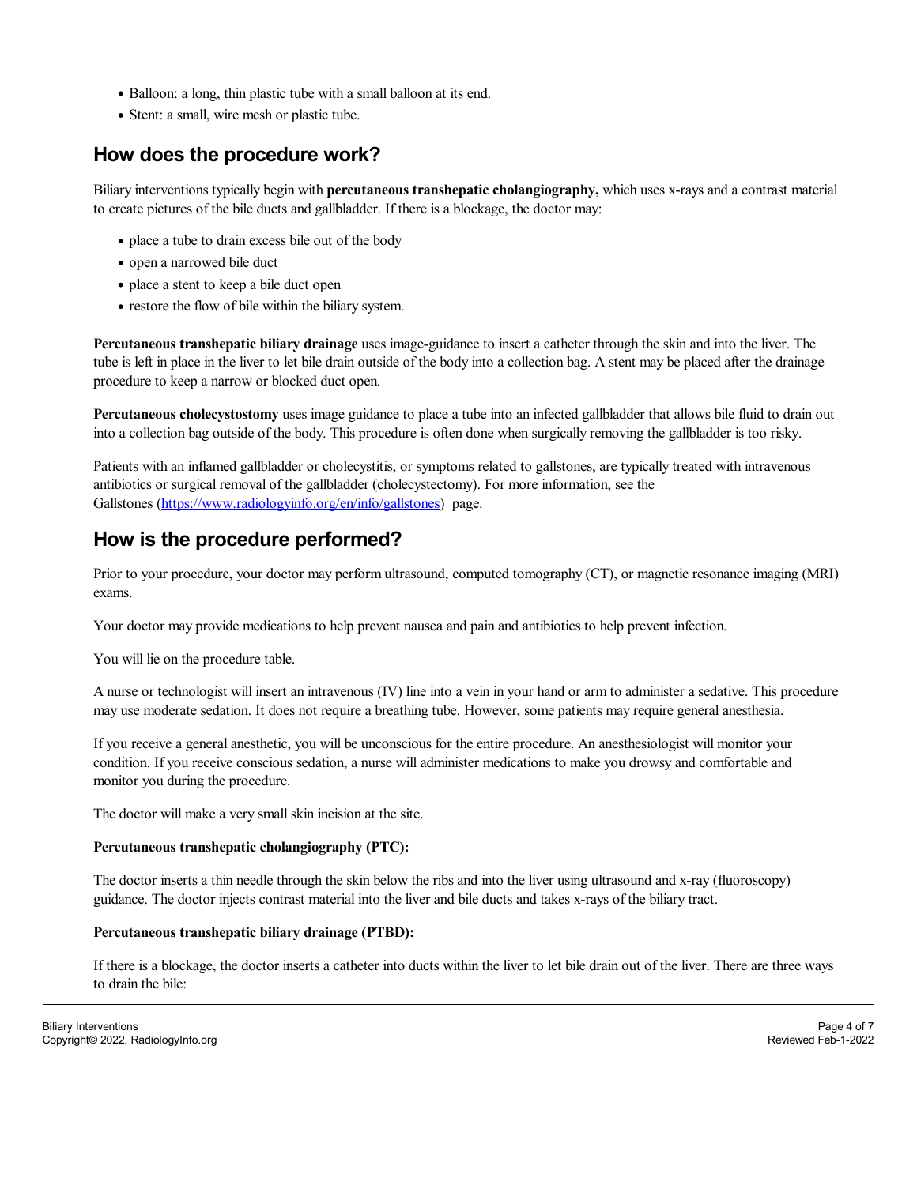- Balloon: a long, thin plastic tube with a small balloon at its end.
- Stent: a small, wire mesh or plastic tube.

## How does the procedure work?

Biliary interventions typically begin with **percutaneous transhepatic cholangiography,** which uses x-rays and a contrast material to create pictures of the bile ducts and gallbladder. If there is a blockage, the doctor may:

- place a tube to drain excess bile out of the body
- open a narrowed bile duct
- place a stent to keep a bile duct open
- restore the flow of bile within the biliary system.

**Percutaneous transhepatic biliary drainage** uses image-guidance to insert a catheter through the skin and into the liver. The tube is left in place in the liver to let bile drain outside of the body into a collection bag. A stent may be placed after the drainage procedure to keep a narrow or blocked duct open.

**Percutaneous cholecystostomy** uses image guidance to place a tube into an infected gallbladder that allows bile fluid to drain out into a collection bag outside of the body. This procedure is often done when surgically removing the gallbladder is too risky.

Patients with an inflamed gallbladder or cholecystitis, or symptoms related to gallstones, are typically treated with intravenous antibiotics or surgical removal of the gallbladder (cholecystectomy). For more information, see the Gallstones (https://www.radiologyinfo.org/en/info/gallstones) page.

## How is the procedure performed?

Prior to your procedure, your doctor may perform ultrasound, computed tomography (CT), or magnetic resonance imaging (MRI) exams.

Your doctor may provide medications to help prevent nausea and pain and antibiotics to help prevent infection.

You will lie on the procedure table.

A nurse or technologist will insert an intravenous (IV) line into a vein in your hand or arm to administer a sedative. This procedure may use moderate sedation. It does not require a breathing tube. However, some patients may require general anesthesia.

If you receive a general anesthetic, you will be unconscious for the entire procedure. An anesthesiologist will monitor your condition. If you receive conscious sedation, a nurse will administer medications to make you drowsy and comfortable and monitor you during the procedure.

The doctor will make a very small skin incision at the site.

**Percutaneous transhepatic cholangiography (PTC):**

The doctor inserts a thin needle through the skin below the ribs and into the liver using ultrasound and x-ray (fluoroscopy) guidance. The doctor injects contrast material into the liver and bile ducts and takes x-rays of the biliary tract.

**Percutaneous transhepatic biliary drainage (PTBD):**

If there is a blockage, the doctor inserts a catheter into ducts within the liver to let bile drain out of the liver. There are three ways to drain the bile: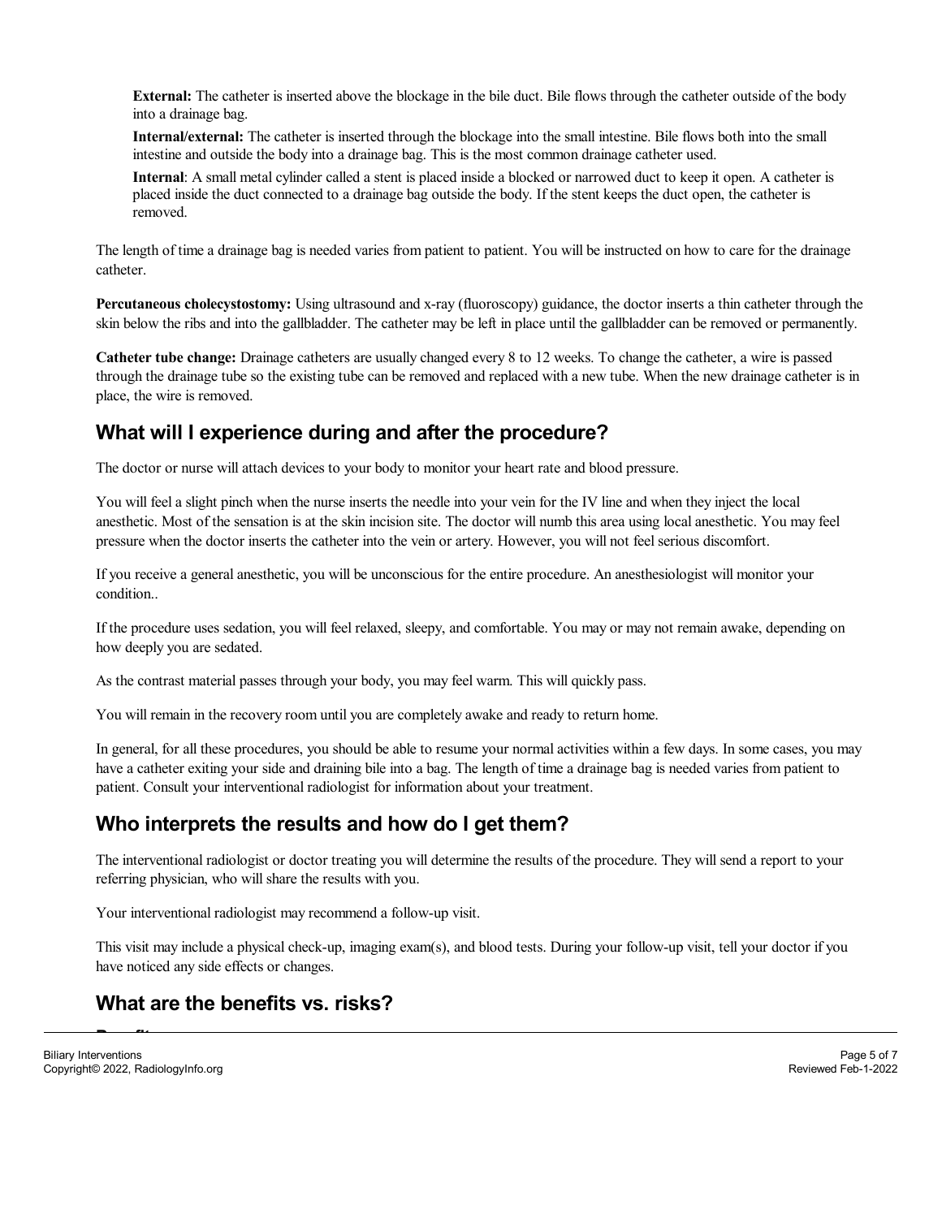**External:** The catheter is inserted above the blockage in the bile duct. Bile flows through the catheter outside of the body into a drainage bag.

**Internal/external:** The catheter is inserted through the blockage into the small intestine. Bile flows both into the small intestine and outside the body into a drainage bag. This is the most common drainage catheter used.

**Internal**: A small metal cylinder called a stent is placed inside a blocked or narrowed duct to keep it open. A catheter is placed inside the duct connected to a drainage bag outside the body. If the stent keeps the duct open, the catheter is removed.

The length of time a drainage bag is needed varies from patient to patient. You will be instructed on how to care for the drainage catheter.

**Percutaneous cholecystostomy:** Using ultrasound and x-ray (fluoroscopy) guidance, the doctor inserts a thin catheter through the skin below the ribs and into the gallbladder. The catheter may be left in place until the gallbladder can be removed or permanently.

**Catheter tube change:** Drainage catheters are usually changed every 8 to 12 weeks. To change the catheter, a wire is passed through the drainage tube so the existing tube can be removed and replaced with a new tube. When the new drainage catheter is in place, the wire is removed.

## What will I experience during and after the procedure?

The doctor or nurse will attach devices to your body to monitor your heart rate and blood pressure.

You will feel a slight pinch when the nurse inserts the needle into your vein for the IV line and when they inject the local anesthetic. Most of the sensation is at the skin incision site. The doctor will numb this area using local anesthetic. You may feel pressure when the doctor inserts the catheter into the vein or artery. However, you will not feel serious discomfort.

If you receive a general anesthetic, you will be unconscious for the entire procedure. An anesthesiologist will monitor your condition..

If the procedure uses sedation, you will feel relaxed, sleepy, and comfortable. You may or may not remain awake, depending on how deeply you are sedated.

As the contrast material passes through your body, you may feel warm. This will quickly pass.

You will remain in the recovery room until you are completely awake and ready to return home.

In general, for all these procedures, you should be able to resume your normal activities within a few days. In some cases, you may have a catheter exiting your side and draining bile into a bag. The length of time a drainage bag is needed varies from patient to patient. Consult your interventional radiologist for information about your treatment.

## Who interprets the results and how do I get them?

The interventional radiologist or doctor treating you will determine the results of the procedure. They will send a report to your referring physician, who will share the results with you.

Your interventional radiologist may recommend a follow-up visit.

This visit may include a physical check-up, imaging exam(s), and blood tests. During your follow-up visit, tell your doctor if you have noticed any side effects or changes.

## What are the benefits vs. risks?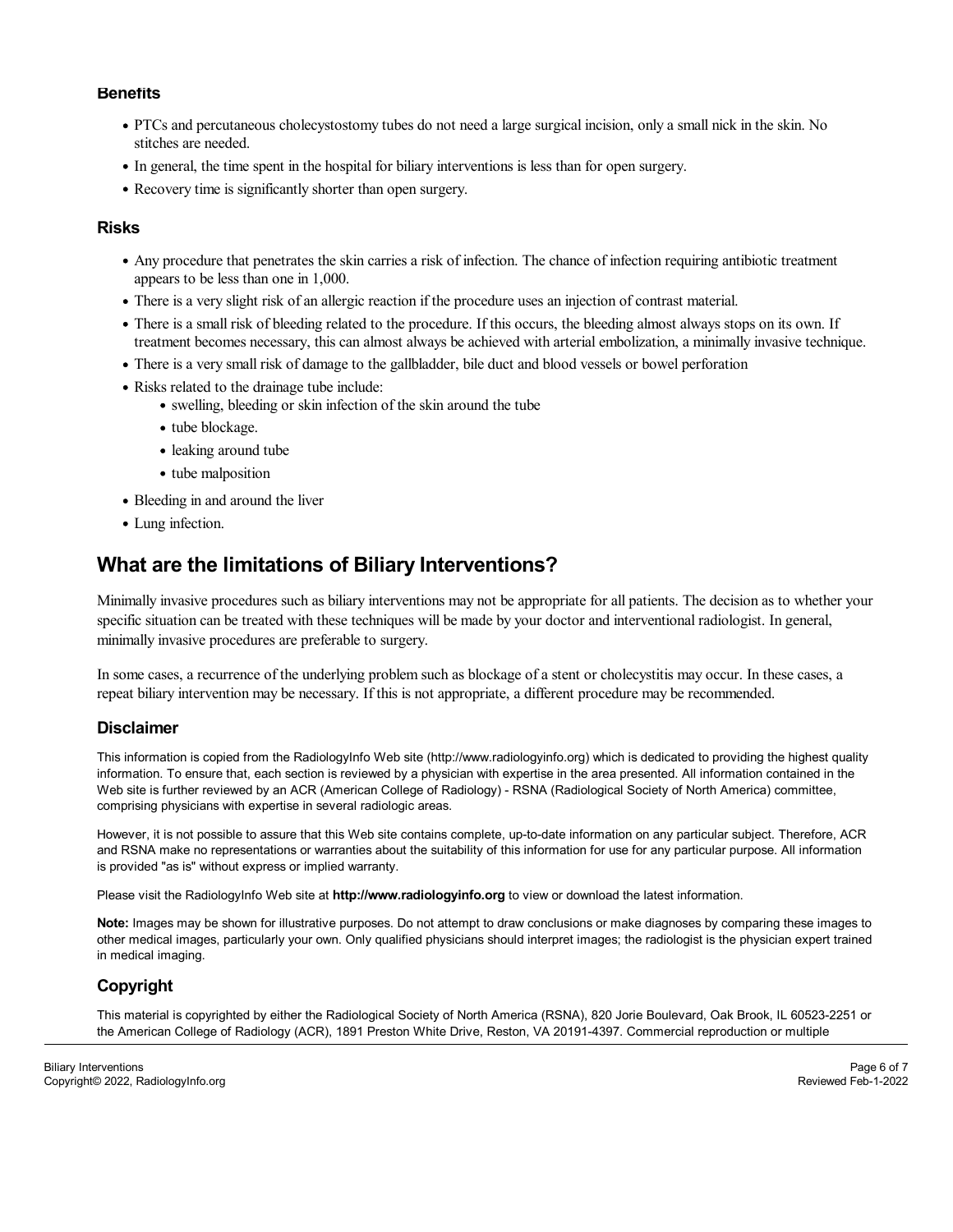### Benefits

- PTCs and percutaneous cholecystostomy tubes do not need a large surgical incision, only a small nick in the skin. No stitches are needed.
- In general, the time spent in the hospital for biliary interventions is less than for open surgery.
- Recovery time is significantly shorter than open surgery.

### Risks

- Any procedure that penetrates the skin carries a risk of infection. The chance of infection requiring antibiotic treatment appears to be less than one in 1,000.
- There is a very slight risk of an allergic reaction if the procedure uses an injection of contrast material.
- There is a small risk of bleeding related to the procedure. If this occurs, the bleeding almost always stops on its own. If treatment becomes necessary, this can almost always be achieved with arterial embolization, a minimally invasive technique.
- There is a very small risk of damage to the gallbladder, bile duct and blood vessels or bowel perforation
- Risks related to the drainage tube include:
  - swelling, bleeding or skin infection of the skin around the tube
  - tube blockage.
  - leaking around tube
  - tube malposition
- Bleeding in and around the liver
- Lung infection.

## What are the limitations of Biliary Interventions?

Minimally invasive procedures such as biliary interventions may not be appropriate for all patients. The decision as to whether your specific situation can be treated with these techniques will be made by your doctor and interventional radiologist. In general, minimally invasive procedures are preferable to surgery.

In some cases, a recurrence of the underlying problem such as blockage of a stent or cholecystitis may occur. In these cases, a repeat biliary intervention may be necessary. If this is not appropriate, a different procedure may be recommended.

### Disclaimer

This information is copied from the RadiologyInfo Web site (http://www.radiologyinfo.org) which is dedicated to providing the highest quality information. To ensure that, each section is reviewed by a physician with expertise in the area presented. All information contained in the Web site is further reviewed by an ACR (American College of Radiology) - RSNA (Radiological Society of North America) committee, comprising physicians with expertise in several radiologic areas.

However, it is not possible to assure that this Web site contains complete, up-to-date information on any particular subject. Therefore, ACR and RSNA make no representations or warranties about the suitability of this information for use for any particular purpose. All information is provided "as is" without express or implied warranty.

Please visit the RadiologyInfo Web site at **http://www.radiologyinfo.org** to view or download the latest information.

**Note:** Images may be shown for illustrative purposes. Do not attempt to draw conclusions or make diagnoses by comparing these images to other medical images, particularly your own. Only qualified physicians should interpret images; the radiologist is the physician expert trained in medical imaging.

### Copyright

This material is copyrighted by either the Radiological Society of North America (RSNA), 820 Jorie Boulevard, Oak Brook, IL 60523-2251 or the American College of Radiology (ACR), 1891 Preston White Drive, Reston, VA 20191-4397. Commercial reproduction or multiple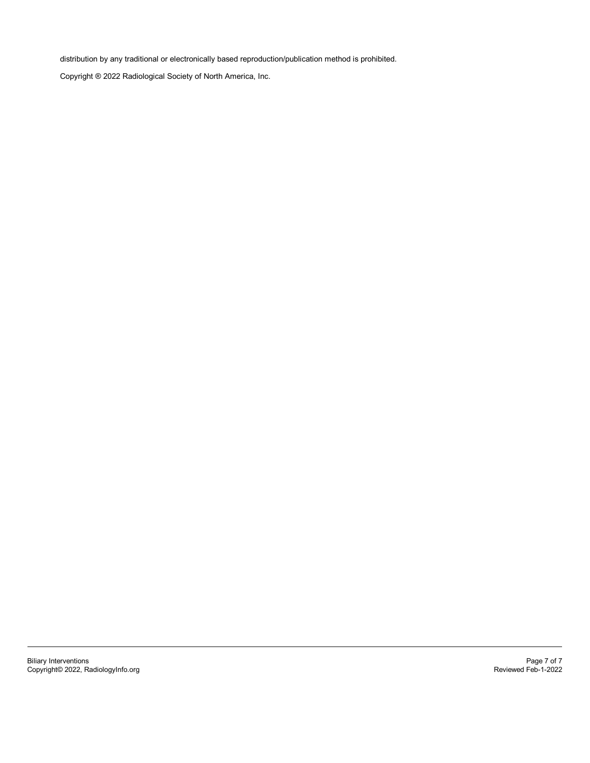distribution by any traditional or electronically based reproduction/publication method is prohibited.

Copyright ® 2022 Radiological Society of North America, Inc.